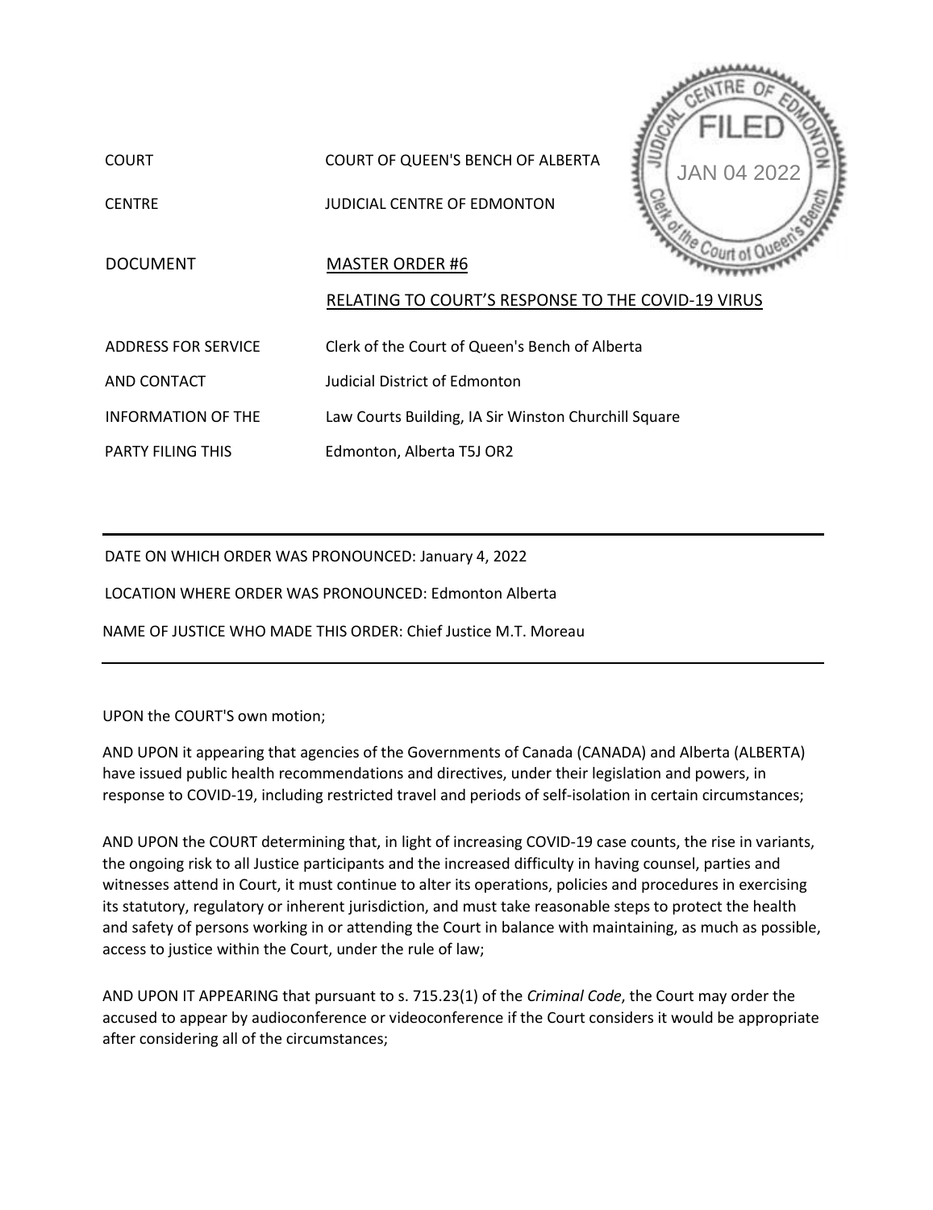FILED
JAN 04 2022
JUDICIAL CENTRE OF EDMONTON
Clerk of the Court of Queen's Bench

| | |
|---|---|
| COURT | COURT OF QUEEN'S BENCH OF ALBERTA |
| CENTRE | JUDICIAL CENTRE OF EDMONTON |
| DOCUMENT | MASTER ORDER #6<br>RELATING TO COURT'S RESPONSE TO THE COVID-19 VIRUS |
| ADDRESS FOR SERVICE AND CONTACT INFORMATION OF THE PARTY FILING THIS | Clerk of the Court of Queen's Bench of Alberta<br>Judicial District of Edmonton<br>Law Courts Building, IA Sir Winston Churchill Square<br>Edmonton, Alberta T5J OR2 |

---

DATE ON WHICH ORDER WAS PRONOUNCED: January 4, 2022

LOCATION WHERE ORDER WAS PRONOUNCED: Edmonton Alberta

NAME OF JUSTICE WHO MADE THIS ORDER: Chief Justice M.T. Moreau

---

UPON the COURT'S own motion;

AND UPON it appearing that agencies of the Governments of Canada (CANADA) and Alberta (ALBERTA) have issued public health recommendations and directives, under their legislation and powers, in response to COVID-19, including restricted travel and periods of self-isolation in certain circumstances;

AND UPON the COURT determining that, in light of increasing COVID-19 case counts, the rise in variants, the ongoing risk to all Justice participants and the increased difficulty in having counsel, parties and witnesses attend in Court, it must continue to alter its operations, policies and procedures in exercising its statutory, regulatory or inherent jurisdiction, and must take reasonable steps to protect the health and safety of persons working in or attending the Court in balance with maintaining, as much as possible, access to justice within the Court, under the rule of law;

AND UPON IT APPEARING that pursuant to s. 715.23(1) of the *Criminal Code*, the Court may order the accused to appear by audioconference or videoconference if the Court considers it would be appropriate after considering all of the circumstances;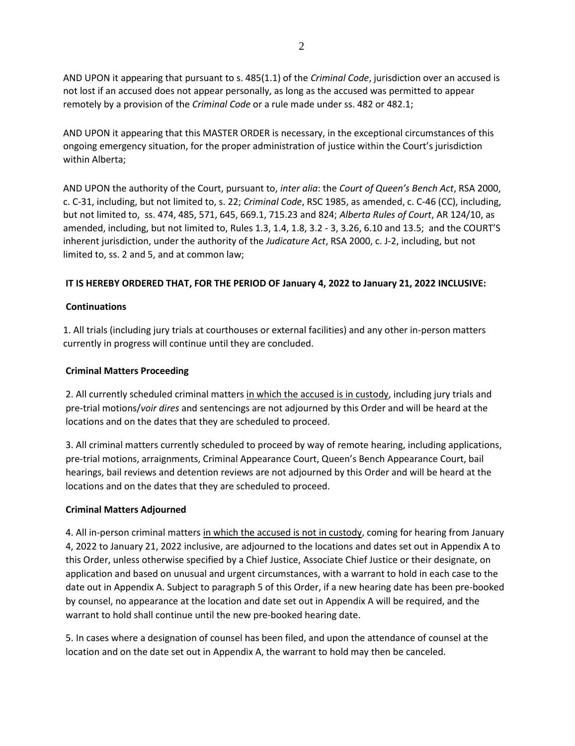AND UPON it appearing that pursuant to s. 485(1.1) of the *Criminal Code*, jurisdiction over an accused is not lost if an accused does not appear personally, as long as the accused was permitted to appear remotely by a provision of the *Criminal Code* or a rule made under ss. 482 or 482.1;

AND UPON it appearing that this MASTER ORDER is necessary, in the exceptional circumstances of this ongoing emergency situation, for the proper administration of justice within the Court's jurisdiction within Alberta;

AND UPON the authority of the Court, pursuant to, *inter alia*: the *Court of Queen's Bench Act*, RSA 2000, c. C-31, including, but not limited to, s. 22; *Criminal Code*, RSC 1985, as amended, c. C-46 (CC), including, but not limited to, ss. 474, 485, 571, 645, 669.1, 715.23 and 824; *Alberta Rules of Court*, AR 124/10, as amended, including, but not limited to, Rules 1.3, 1.4, 1.8, 3.2 - 3, 3.26, 6.10 and 13.5; and the COURT'S inherent jurisdiction, under the authority of the *Judicature Act*, RSA 2000, c. J-2, including, but not limited to, ss. 2 and 5, and at common law;

**IT IS HEREBY ORDERED THAT, FOR THE PERIOD OF January 4, 2022 to January 21, 2022 INCLUSIVE:**

**Continuations**

1. All trials (including jury trials at courthouses or external facilities) and any other in-person matters currently in progress will continue until they are concluded.

**Criminal Matters Proceeding**

2. All currently scheduled criminal matters in which the accused is in custody, including jury trials and pre-trial motions/*voir dires* and sentencings are not adjourned by this Order and will be heard at the locations and on the dates that they are scheduled to proceed.

3. All criminal matters currently scheduled to proceed by way of remote hearing, including applications, pre-trial motions, arraignments, Criminal Appearance Court, Queen's Bench Appearance Court, bail hearings, bail reviews and detention reviews are not adjourned by this Order and will be heard at the locations and on the dates that they are scheduled to proceed.

**Criminal Matters Adjourned**

4. All in-person criminal matters in which the accused is not in custody, coming for hearing from January 4, 2022 to January 21, 2022 inclusive, are adjourned to the locations and dates set out in Appendix A to this Order, unless otherwise specified by a Chief Justice, Associate Chief Justice or their designate, on application and based on unusual and urgent circumstances, with a warrant to hold in each case to the date out in Appendix A. Subject to paragraph 5 of this Order, if a new hearing date has been pre-booked by counsel, no appearance at the location and date set out in Appendix A will be required, and the warrant to hold shall continue until the new pre-booked hearing date.

5. In cases where a designation of counsel has been filed, and upon the attendance of counsel at the location and on the date set out in Appendix A, the warrant to hold may then be canceled.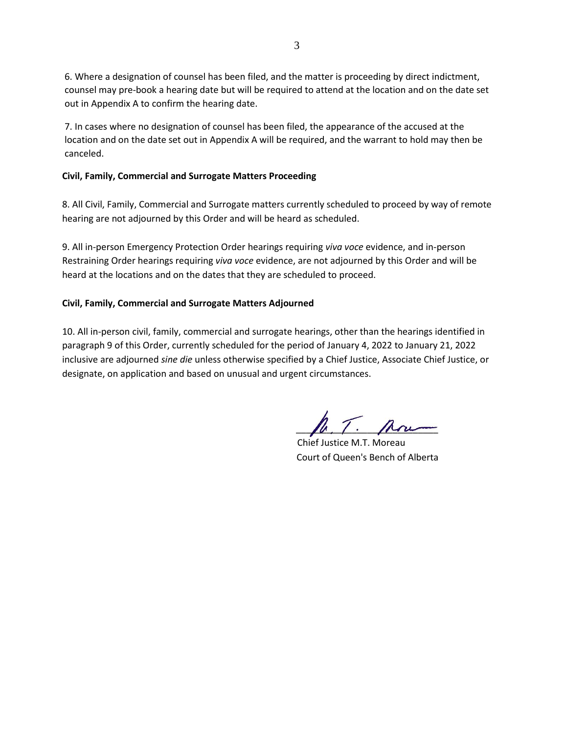6. Where a designation of counsel has been filed, and the matter is proceeding by direct indictment, counsel may pre-book a hearing date but will be required to attend at the location and on the date set out in Appendix A to confirm the hearing date.

7. In cases where no designation of counsel has been filed, the appearance of the accused at the location and on the date set out in Appendix A will be required, and the warrant to hold may then be canceled.

**Civil, Family, Commercial and Surrogate Matters Proceeding**

8. All Civil, Family, Commercial and Surrogate matters currently scheduled to proceed by way of remote hearing are not adjourned by this Order and will be heard as scheduled.

9. All in-person Emergency Protection Order hearings requiring *viva voce* evidence, and in-person Restraining Order hearings requiring *viva voce* evidence, are not adjourned by this Order and will be heard at the locations and on the dates that they are scheduled to proceed.

**Civil, Family, Commercial and Surrogate Matters Adjourned**

10. All in-person civil, family, commercial and surrogate hearings, other than the hearings identified in paragraph 9 of this Order, currently scheduled for the period of January 4, 2022 to January 21, 2022 inclusive are adjourned *sine die* unless otherwise specified by a Chief Justice, Associate Chief Justice, or designate, on application and based on unusual and urgent circumstances.

Chief Justice M.T. Moreau
Court of Queen's Bench of Alberta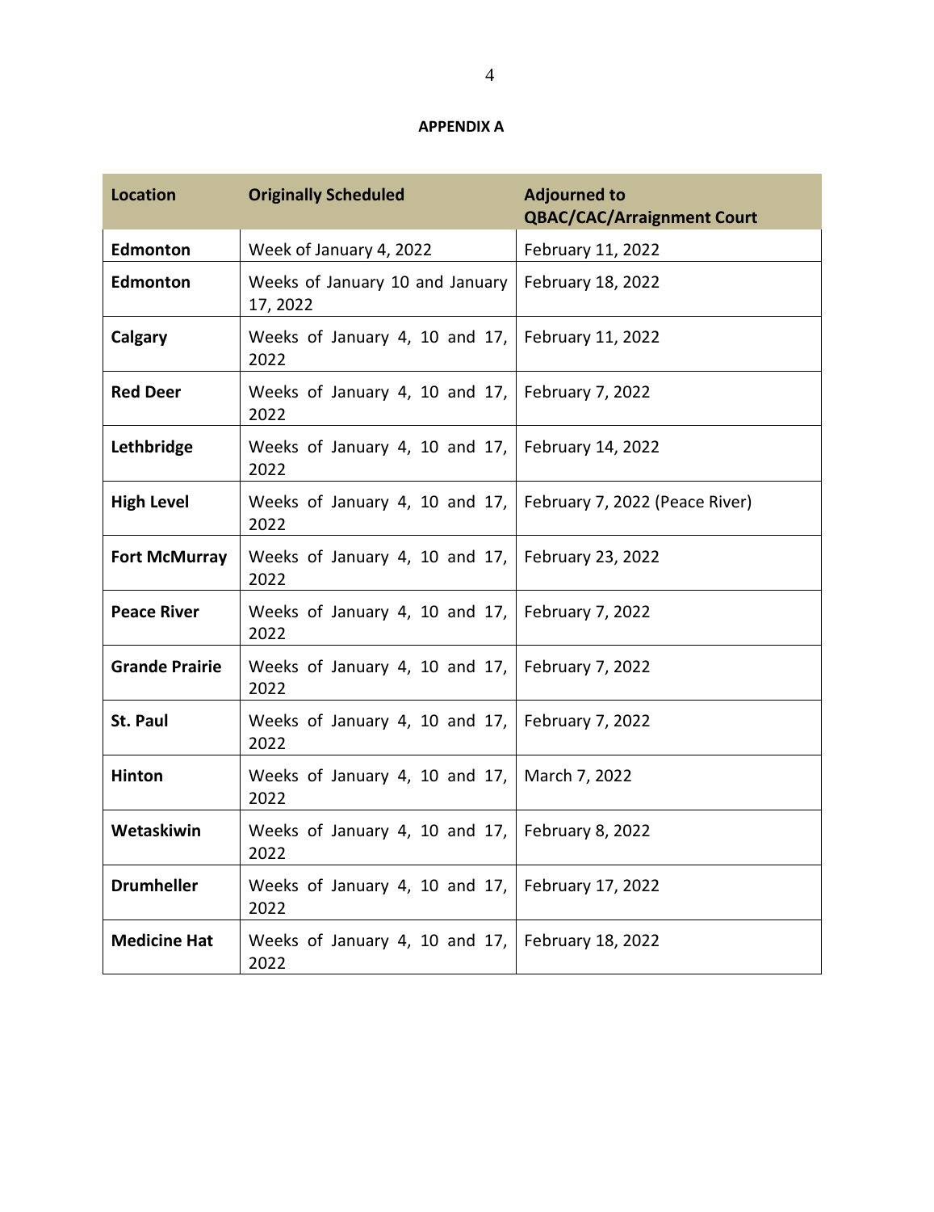**APPENDIX A**

| Location | Originally Scheduled | Adjourned to QBAC/CAC/Arraignment Court |
| --- | --- | --- |
| **Edmonton** | Week of January 4, 2022 | February 11, 2022 |
| **Edmonton** | Weeks of January 10 and January 17, 2022 | February 18, 2022 |
| **Calgary** | Weeks of January 4, 10 and 17, 2022 | February 11, 2022 |
| **Red Deer** | Weeks of January 4, 10 and 17, 2022 | February 7, 2022 |
| **Lethbridge** | Weeks of January 4, 10 and 17, 2022 | February 14, 2022 |
| **High Level** | Weeks of January 4, 10 and 17, 2022 | February 7, 2022 (Peace River) |
| **Fort McMurray** | Weeks of January 4, 10 and 17, 2022 | February 23, 2022 |
| **Peace River** | Weeks of January 4, 10 and 17, 2022 | February 7, 2022 |
| **Grande Prairie** | Weeks of January 4, 10 and 17, 2022 | February 7, 2022 |
| **St. Paul** | Weeks of January 4, 10 and 17, 2022 | February 7, 2022 |
| **Hinton** | Weeks of January 4, 10 and 17, 2022 | March 7, 2022 |
| **Wetaskiwin** | Weeks of January 4, 10 and 17, 2022 | February 8, 2022 |
| **Drumheller** | Weeks of January 4, 10 and 17, 2022 | February 17, 2022 |
| **Medicine Hat** | Weeks of January 4, 10 and 17, 2022 | February 18, 2022 |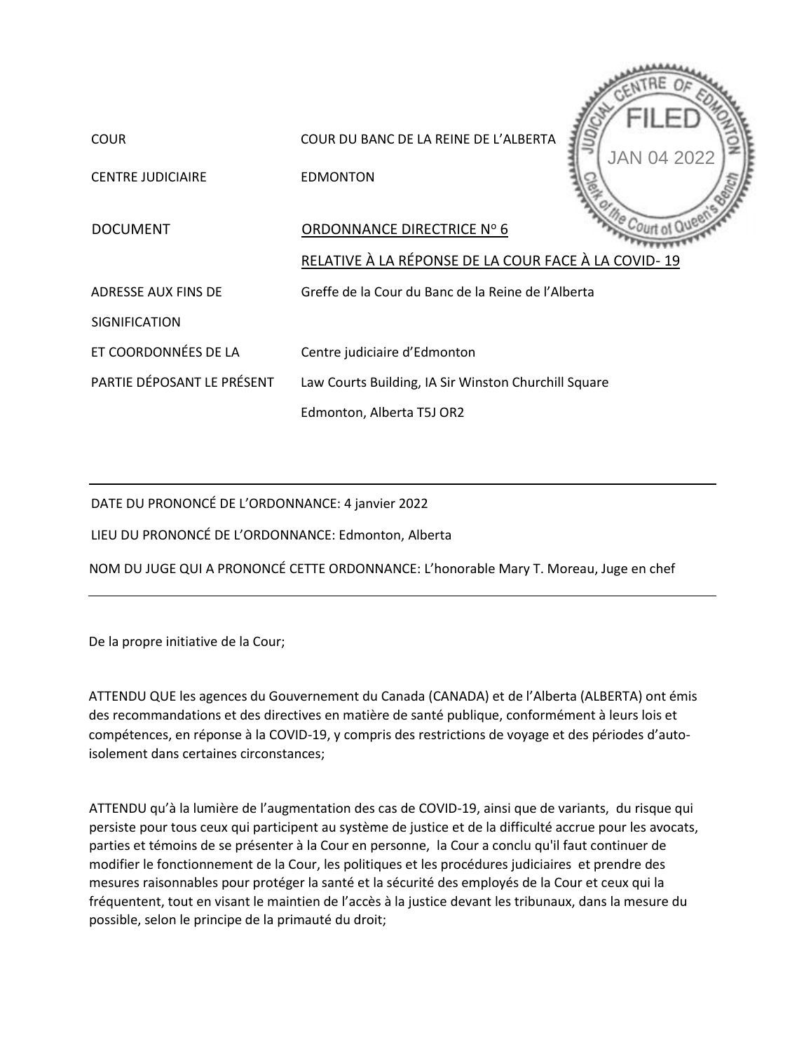| | |
|---|---|
| COUR | COUR DU BANC DE LA REINE DE L'ALBERTA |
| CENTRE JUDICIAIRE | EDMONTON |
| DOCUMENT | ORDONNANCE DIRECTRICE N[o] 6 RELATIVE À LA RÉPONSE DE LA COUR FACE À LA COVID- 19 |
| ADRESSE AUX FINS DE SIGNIFICATION ET COORDONNÉES DE LA PARTIE DÉPOSANT LE PRÉSENT | Greffe de la Cour du Banc de la Reine de l'Alberta<br>Centre judiciaire d'Edmonton<br>Law Courts Building, IA Sir Winston Churchill Square<br>Edmonton, Alberta T5J OR2 |

JUDICIAL CENTRE OF EDMONTON
FILED
JAN 04 2022
Clerk of the Court of Queen's Bench

---

DATE DU PRONONCÉ DE L'ORDONNANCE: 4 janvier 2022

LIEU DU PRONONCÉ DE L'ORDONNANCE: Edmonton, Alberta

NOM DU JUGE QUI A PRONONCÉ CETTE ORDONNANCE: L'honorable Mary T. Moreau, Juge en chef

---

De la propre initiative de la Cour;

ATTENDU QUE les agences du Gouvernement du Canada (CANADA) et de l'Alberta (ALBERTA) ont émis des recommandations et des directives en matière de santé publique, conformément à leurs lois et compétences, en réponse à la COVID-19, y compris des restrictions de voyage et des périodes d'auto-isolement dans certaines circonstances;

ATTENDU qu'à la lumière de l'augmentation des cas de COVID-19, ainsi que de variants, du risque qui persiste pour tous ceux qui participent au système de justice et de la difficulté accrue pour les avocats, parties et témoins de se présenter à la Cour en personne, la Cour a conclu qu'il faut continuer de modifier le fonctionnement de la Cour, les politiques et les procédures judiciaires et prendre des mesures raisonnables pour protéger la santé et la sécurité des employés de la Cour et ceux qui la fréquentent, tout en visant le maintien de l'accès à la justice devant les tribunaux, dans la mesure du possible, selon le principe de la primauté du droit;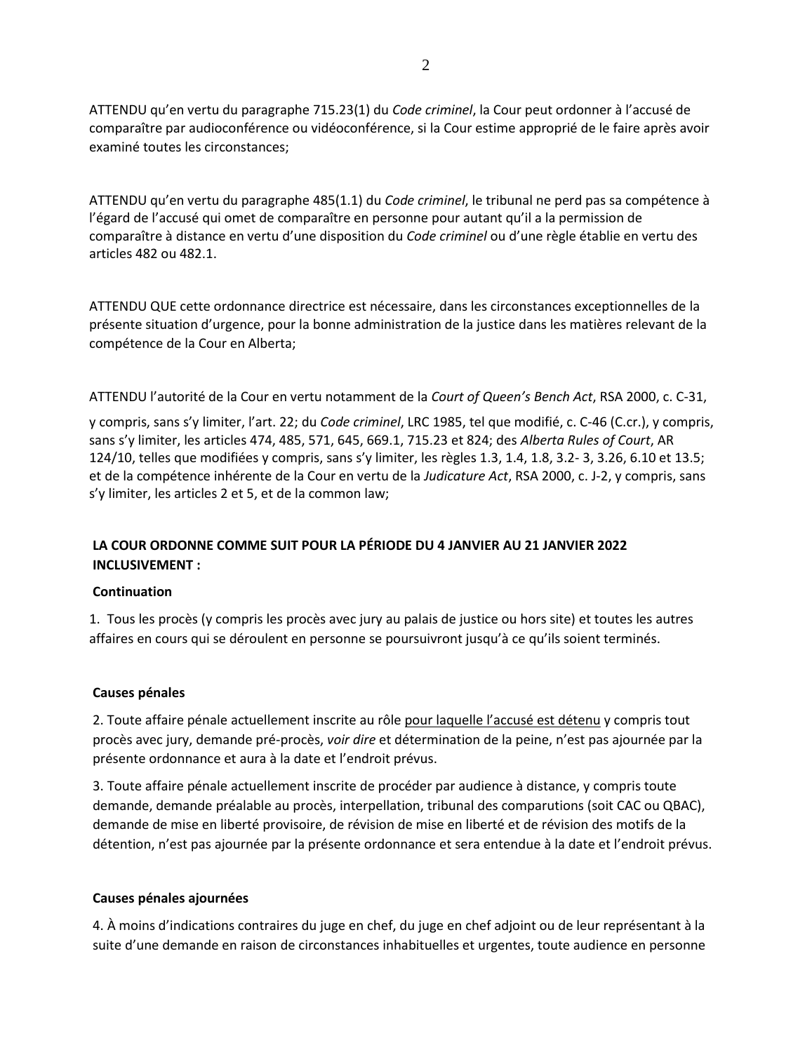ATTENDU qu'en vertu du paragraphe 715.23(1) du *Code criminel*, la Cour peut ordonner à l'accusé de comparaître par audioconférence ou vidéoconférence, si la Cour estime approprié de le faire après avoir examiné toutes les circonstances;

ATTENDU qu'en vertu du paragraphe 485(1.1) du *Code criminel*, le tribunal ne perd pas sa compétence à l'égard de l'accusé qui omet de comparaître en personne pour autant qu'il a la permission de comparaître à distance en vertu d'une disposition du *Code criminel* ou d'une règle établie en vertu des articles 482 ou 482.1.

ATTENDU QUE cette ordonnance directrice est nécessaire, dans les circonstances exceptionnelles de la présente situation d'urgence, pour la bonne administration de la justice dans les matières relevant de la compétence de la Cour en Alberta;

ATTENDU l'autorité de la Cour en vertu notamment de la *Court of Queen's Bench Act*, RSA 2000, c. C-31, y compris, sans s'y limiter, l'art. 22; du *Code criminel*, LRC 1985, tel que modifié, c. C-46 (C.cr.), y compris, sans s'y limiter, les articles 474, 485, 571, 645, 669.1, 715.23 et 824; des *Alberta Rules of Court*, AR 124/10, telles que modifiées y compris, sans s'y limiter, les règles 1.3, 1.4, 1.8, 3.2- 3, 3.26, 6.10 et 13.5; et de la compétence inhérente de la Cour en vertu de la *Judicature Act*, RSA 2000, c. J-2, y compris, sans s'y limiter, les articles 2 et 5, et de la common law;

**LA COUR ORDONNE COMME SUIT POUR LA PÉRIODE DU 4 JANVIER AU 21 JANVIER 2022 INCLUSIVEMENT :**

**Continuation**

1. Tous les procès (y compris les procès avec jury au palais de justice ou hors site) et toutes les autres affaires en cours qui se déroulent en personne se poursuivront jusqu'à ce qu'ils soient terminés.

**Causes pénales**

2. Toute affaire pénale actuellement inscrite au rôle pour laquelle l'accusé est détenu y compris tout procès avec jury, demande pré-procès, *voir dire* et détermination de la peine, n'est pas ajournée par la présente ordonnance et aura à la date et l'endroit prévus.

3. Toute affaire pénale actuellement inscrite de procéder par audience à distance, y compris toute demande, demande préalable au procès, interpellation, tribunal des comparutions (soit CAC ou QBAC), demande de mise en liberté provisoire, de révision de mise en liberté et de révision des motifs de la détention, n'est pas ajournée par la présente ordonnance et sera entendue à la date et l'endroit prévus.

**Causes pénales ajournées**

4. À moins d'indications contraires du juge en chef, du juge en chef adjoint ou de leur représentant à la suite d'une demande en raison de circonstances inhabituelles et urgentes, toute audience en personne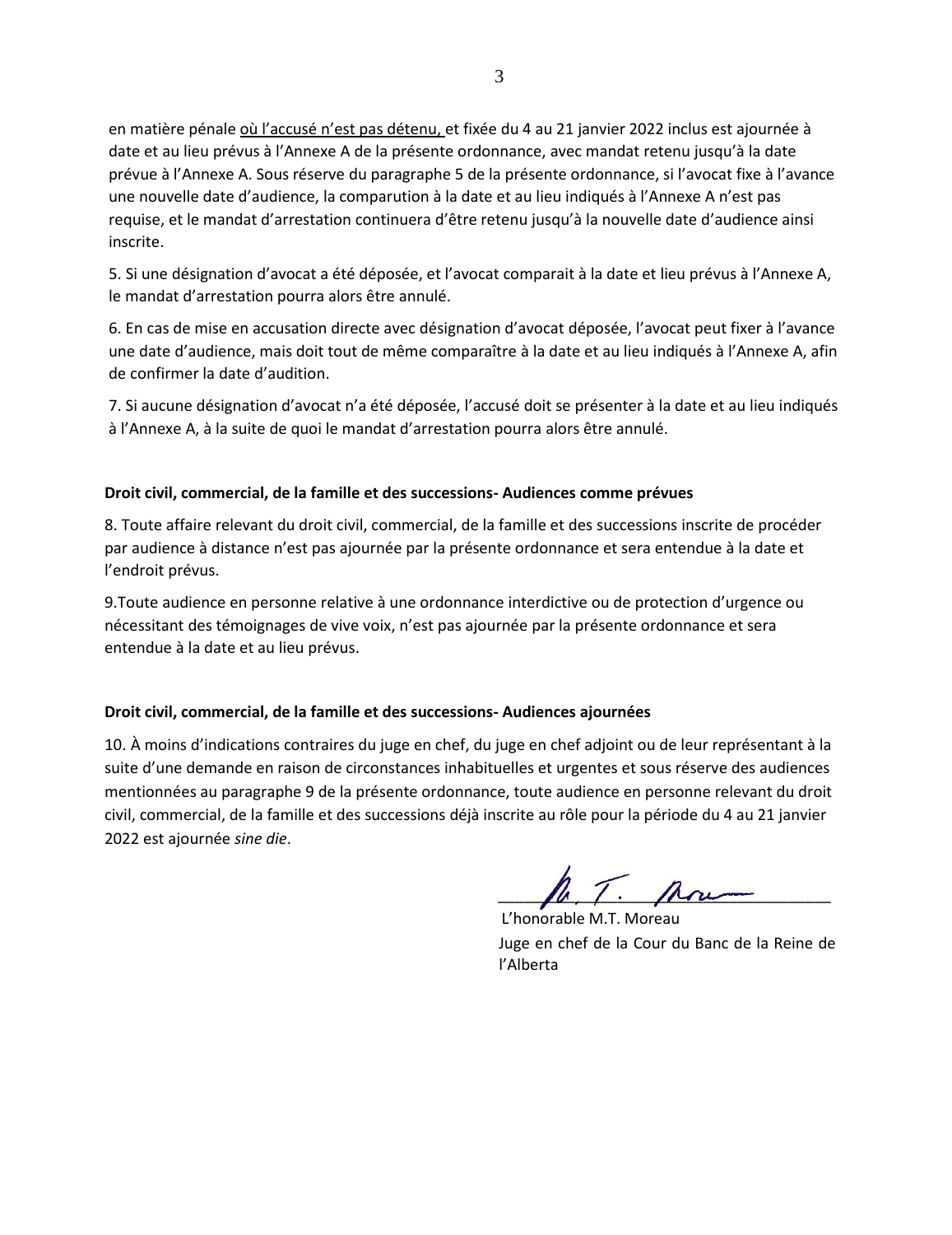en matière pénale <u>où l'accusé n'est pas détenu,</u> et fixée du 4 au 21 janvier 2022 inclus est ajournée à date et au lieu prévus à l'Annexe A de la présente ordonnance, avec mandat retenu jusqu'à la date prévue à l'Annexe A. Sous réserve du paragraphe 5 de la présente ordonnance, si l'avocat fixe à l'avance une nouvelle date d'audience, la comparution à la date et au lieu indiqués à l'Annexe A n'est pas requise, et le mandat d'arrestation continuera d'être retenu jusqu'à la nouvelle date d'audience ainsi inscrite.

5. Si une désignation d'avocat a été déposée, et l'avocat comparait à la date et lieu prévus à l'Annexe A, le mandat d'arrestation pourra alors être annulé.

6. En cas de mise en accusation directe avec désignation d'avocat déposée, l'avocat peut fixer à l'avance une date d'audience, mais doit tout de même comparaître à la date et au lieu indiqués à l'Annexe A, afin de confirmer la date d'audition.

7. Si aucune désignation d'avocat n'a été déposée, l'accusé doit se présenter à la date et au lieu indiqués à l'Annexe A, à la suite de quoi le mandat d'arrestation pourra alors être annulé.

**Droit civil, commercial, de la famille et des successions- Audiences comme prévues**

8. Toute affaire relevant du droit civil, commercial, de la famille et des successions inscrite de procéder par audience à distance n'est pas ajournée par la présente ordonnance et sera entendue à la date et l'endroit prévus.

9.Toute audience en personne relative à une ordonnance interdictive ou de protection d'urgence ou nécessitant des témoignages de vive voix, n'est pas ajournée par la présente ordonnance et sera entendue à la date et au lieu prévus.

**Droit civil, commercial, de la famille et des successions- Audiences ajournées**

10. À moins d'indications contraires du juge en chef, du juge en chef adjoint ou de leur représentant à la suite d'une demande en raison de circonstances inhabituelles et urgentes et sous réserve des audiences mentionnées au paragraphe 9 de la présente ordonnance, toute audience en personne relevant du droit civil, commercial, de la famille et des successions déjà inscrite au rôle pour la période du 4 au 21 janvier 2022 est ajournée *sine die*.

L'honorable M.T. Moreau
Juge en chef de la Cour du Banc de la Reine de l'Alberta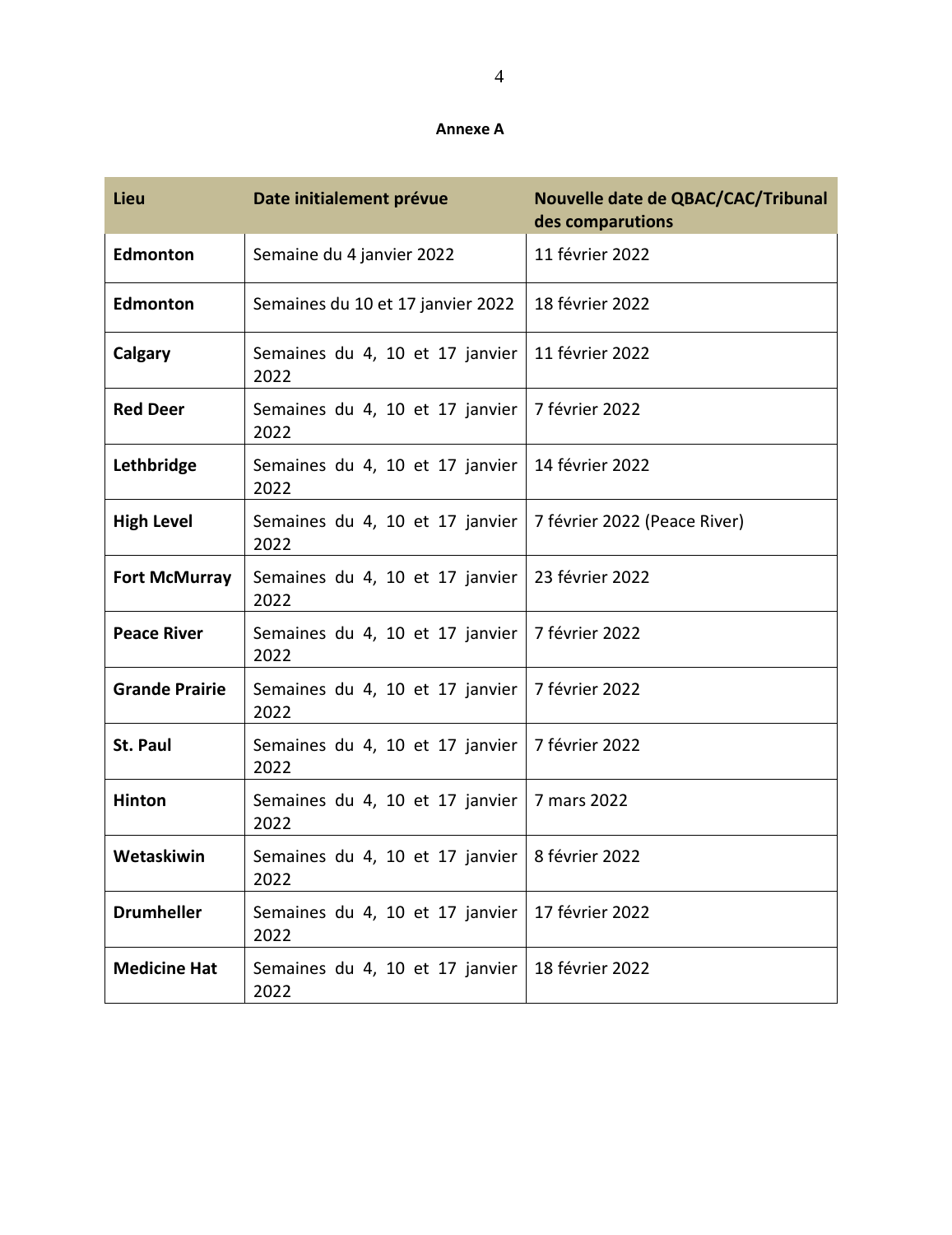**Annexe A**

| Lieu | Date initialement prévue | Nouvelle date de QBAC/CAC/Tribunal des comparutions |
|---|---|---|
| **Edmonton** | Semaine du 4 janvier 2022 | 11 février 2022 |
| **Edmonton** | Semaines du 10 et 17 janvier 2022 | 18 février 2022 |
| **Calgary** | Semaines du 4, 10 et 17 janvier 2022 | 11 février 2022 |
| **Red Deer** | Semaines du 4, 10 et 17 janvier 2022 | 7 février 2022 |
| **Lethbridge** | Semaines du 4, 10 et 17 janvier 2022 | 14 février 2022 |
| **High Level** | Semaines du 4, 10 et 17 janvier 2022 | 7 février 2022 (Peace River) |
| **Fort McMurray** | Semaines du 4, 10 et 17 janvier 2022 | 23 février 2022 |
| **Peace River** | Semaines du 4, 10 et 17 janvier 2022 | 7 février 2022 |
| **Grande Prairie** | Semaines du 4, 10 et 17 janvier 2022 | 7 février 2022 |
| **St. Paul** | Semaines du 4, 10 et 17 janvier 2022 | 7 février 2022 |
| **Hinton** | Semaines du 4, 10 et 17 janvier 2022 | 7 mars 2022 |
| **Wetaskiwin** | Semaines du 4, 10 et 17 janvier 2022 | 8 février 2022 |
| **Drumheller** | Semaines du 4, 10 et 17 janvier 2022 | 17 février 2022 |
| **Medicine Hat** | Semaines du 4, 10 et 17 janvier 2022 | 18 février 2022 |